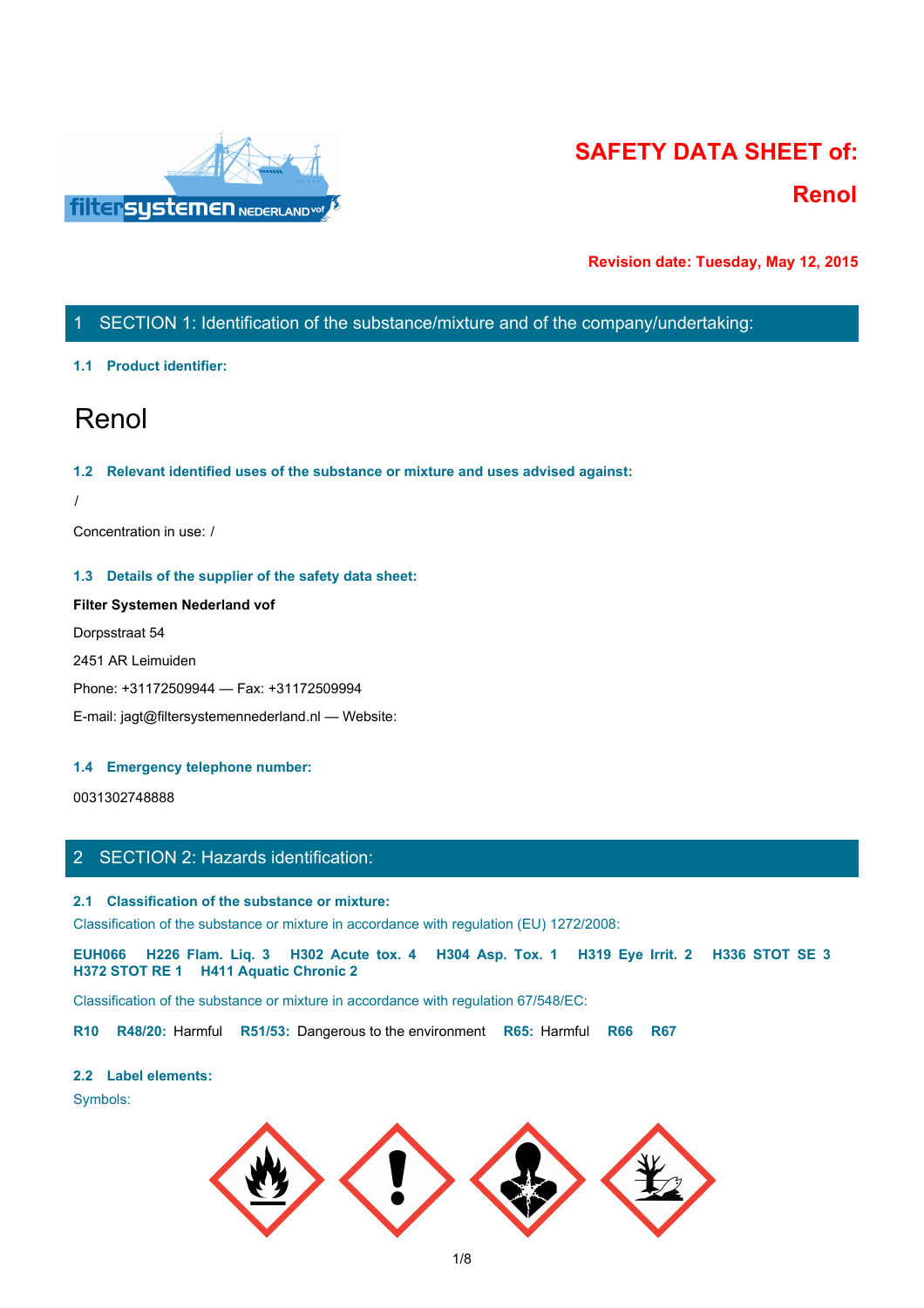# SAFETY DATA SHEET of:

# Renol

**Revision date: Tuesday, May 12, 2015**

## 1 SECTION 1: Identification of the substance/mixture and of the company/undertaking:

### 1.1 Product identifier:

# Renol

### 1.2 Relevant identified uses of the substance or mixture and uses advised against:

/

Concentration in use: /

### 1.3 Details of the supplier of the safety data sheet:

**Filter Systemen Nederland vof**

Dorpsstraat 54

2451 AR Leimuiden

Phone: +31172509944 — Fax: +31172509994

E-mail: jagt@filtersystemennederland.nl — Website:

### 1.4 Emergency telephone number:

0031302748888

## 2 SECTION 2: Hazards identification:

### 2.1 Classification of the substance or mixture:

Classification of the substance or mixture in accordance with regulation (EU) 1272/2008:

**EUH066** **H226 Flam. Liq. 3** **H302 Acute tox. 4** **H304 Asp. Tox. 1** **H319 Eye Irrit. 2** **H336 STOT SE 3** **H372 STOT RE 1** **H411 Aquatic Chronic 2**

Classification of the substance or mixture in accordance with regulation 67/548/EC:

**R10** **R48/20:** Harmful **R51/53:** Dangerous to the environment **R65:** Harmful **R66** **R67**

### 2.2 Label elements:

Symbols: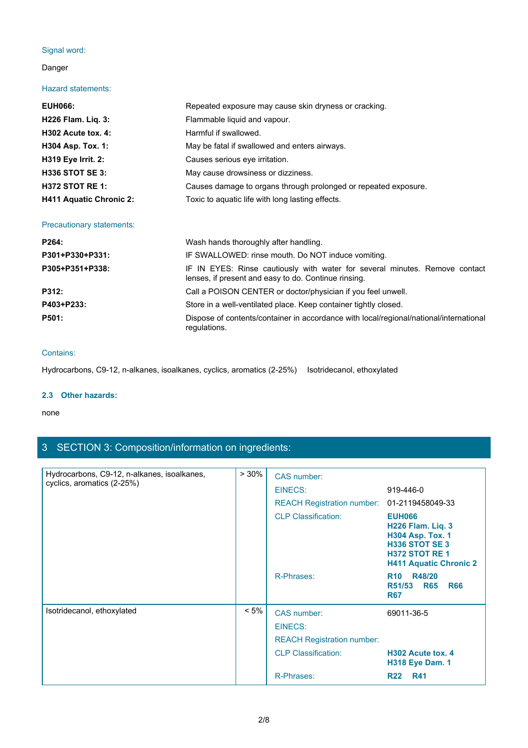Signal word:

Danger

Hazard statements:

| | |
|---|---|
| **EUH066:** | Repeated exposure may cause skin dryness or cracking. |
| **H226 Flam. Liq. 3:** | Flammable liquid and vapour. |
| **H302 Acute tox. 4:** | Harmful if swallowed. |
| **H304 Asp. Tox. 1:** | May be fatal if swallowed and enters airways. |
| **H319 Eye Irrit. 2:** | Causes serious eye irritation. |
| **H336 STOT SE 3:** | May cause drowsiness or dizziness. |
| **H372 STOT RE 1:** | Causes damage to organs through prolonged or repeated exposure. |
| **H411 Aquatic Chronic 2:** | Toxic to aquatic life with long lasting effects. |

Precautionary statements:

| | |
|---|---|
| **P264:** | Wash hands thoroughly after handling. |
| **P301+P330+P331:** | IF SWALLOWED: rinse mouth. Do NOT induce vomiting. |
| **P305+P351+P338:** | IF IN EYES: Rinse cautiously with water for several minutes. Remove contact lenses, if present and easy to do. Continue rinsing. |
| **P312:** | Call a POISON CENTER or doctor/physician if you feel unwell. |
| **P403+P233:** | Store in a well-ventilated place. Keep container tightly closed. |
| **P501:** | Dispose of contents/container in accordance with local/regional/national/international regulations. |

Contains:

Hydrocarbons, C9-12, n-alkanes, isoalkanes, cyclics, aromatics (2-25%)     Isotridecanol, ethoxylated

### 2.3 Other hazards:

none

## 3 SECTION 3: Composition/information on ingredients:

| Ingredient | Concentration | | |
|---|---|---|---|
| Hydrocarbons, C9-12, n-alkanes, isoalkanes, cyclics, aromatics (2-25%) | > 30% | CAS number: | |
| | | EINECS: | 919-446-0 |
| | | REACH Registration number: | 01-2119458049-33 |
| | | CLP Classification: | **EUH066**<br>**H226 Flam. Liq. 3**<br>**H304 Asp. Tox. 1**<br>**H336 STOT SE 3**<br>**H372 STOT RE 1**<br>**H411 Aquatic Chronic 2** |
| | | R-Phrases: | **R10 R48/20 R51/53 R65 R66 R67** |
| Isotridecanol, ethoxylated | < 5% | CAS number: | 69011-36-5 |
| | | EINECS: | |
| | | REACH Registration number: | |
| | | CLP Classification: | **H302 Acute tox. 4**<br>**H318 Eye Dam. 1** |
| | | R-Phrases: | **R22 R41** |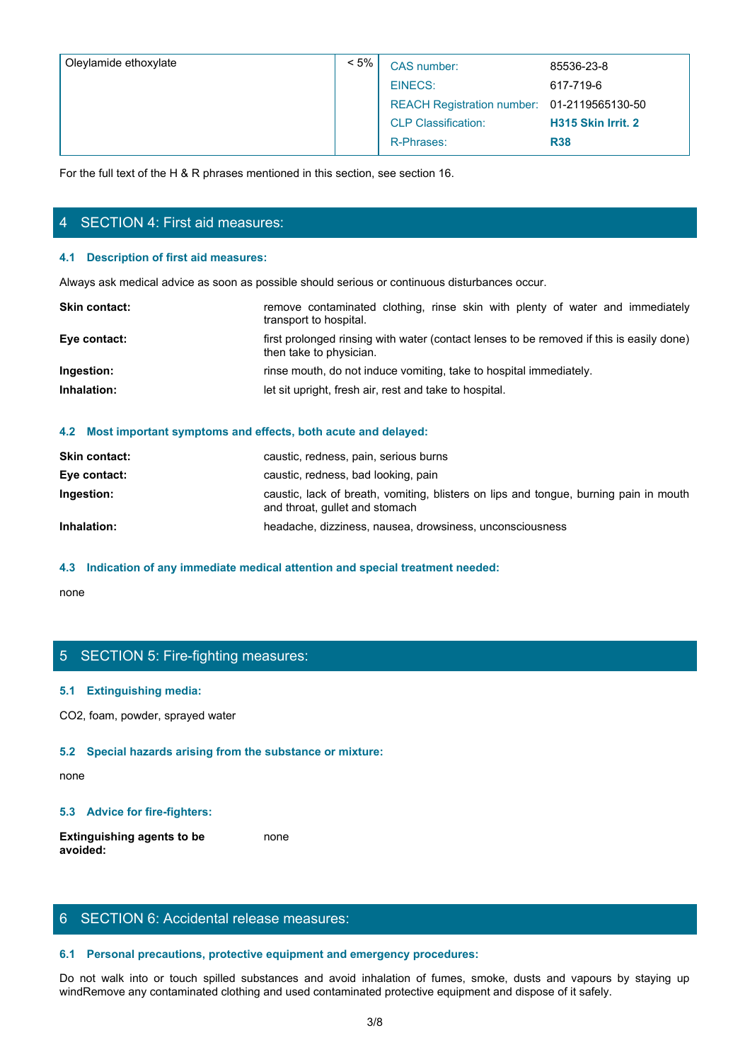| Oleylamide ethoxylate | < 5% | CAS number: | 85536-23-8 |
|---|---|---|---|
| | | EINECS: | 617-719-6 |
| | | REACH Registration number: | 01-2119565130-50 |
| | | CLP Classification: | **H315 Skin Irrit. 2** |
| | | R-Phrases: | **R38** |

For the full text of the H & R phrases mentioned in this section, see section 16.

## 4 SECTION 4: First aid measures:

### 4.1 Description of first aid measures:

Always ask medical advice as soon as possible should serious or continuous disturbances occur.

**Skin contact:** remove contaminated clothing, rinse skin with plenty of water and immediately transport to hospital.

**Eye contact:** first prolonged rinsing with water (contact lenses to be removed if this is easily done) then take to physician.

**Ingestion:** rinse mouth, do not induce vomiting, take to hospital immediately.

**Inhalation:** let sit upright, fresh air, rest and take to hospital.

### 4.2 Most important symptoms and effects, both acute and delayed:

**Skin contact:** caustic, redness, pain, serious burns

**Eye contact:** caustic, redness, bad looking, pain

**Ingestion:** caustic, lack of breath, vomiting, blisters on lips and tongue, burning pain in mouth and throat, gullet and stomach

**Inhalation:** headache, dizziness, nausea, drowsiness, unconsciousness

### 4.3 Indication of any immediate medical attention and special treatment needed:

none

## 5 SECTION 5: Fire-fighting measures:

### 5.1 Extinguishing media:

$CO_2$, foam, powder, sprayed water

### 5.2 Special hazards arising from the substance or mixture:

none

### 5.3 Advice for fire-fighters:

**Extinguishing agents to be avoided:** none

## 6 SECTION 6: Accidental release measures:

### 6.1 Personal precautions, protective equipment and emergency procedures:

Do not walk into or touch spilled substances and avoid inhalation of fumes, smoke, dusts and vapours by staying up windRemove any contaminated clothing and used contaminated protective equipment and dispose of it safely.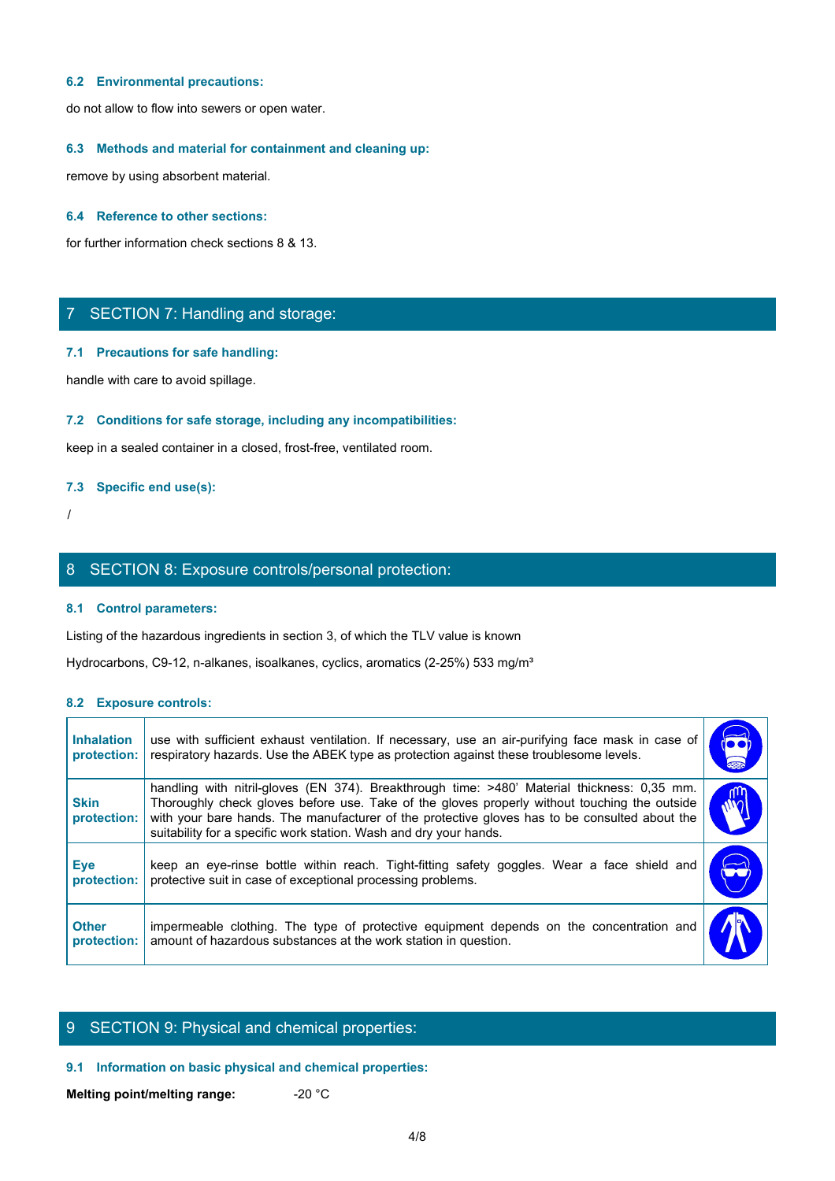### 6.2 Environmental precautions:

do not allow to flow into sewers or open water.

### 6.3 Methods and material for containment and cleaning up:

remove by using absorbent material.

### 6.4 Reference to other sections:

for further information check sections 8 & 13.

## 7 SECTION 7: Handling and storage:

### 7.1 Precautions for safe handling:

handle with care to avoid spillage.

### 7.2 Conditions for safe storage, including any incompatibilities:

keep in a sealed container in a closed, frost-free, ventilated room.

### 7.3 Specific end use(s):

/

## 8 SECTION 8: Exposure controls/personal protection:

### 8.1 Control parameters:

Listing of the hazardous ingredients in section 3, of which the TLV value is known

Hydrocarbons, C9-12, n-alkanes, isoalkanes, cyclics, aromatics (2-25%) 533 mg/m³

### 8.2 Exposure controls:

| | |
|---|---|
| **Inhalation protection:** | use with sufficient exhaust ventilation. If necessary, use an air-purifying face mask in case of respiratory hazards. Use the ABEK type as protection against these troublesome levels. |
| **Skin protection:** | handling with nitril-gloves (EN 374). Breakthrough time: >480' Material thickness: 0,35 mm. Thoroughly check gloves before use. Take of the gloves properly without touching the outside with your bare hands. The manufacturer of the protective gloves has to be consulted about the suitability for a specific work station. Wash and dry your hands. |
| **Eye protection:** | keep an eye-rinse bottle within reach. Tight-fitting safety goggles. Wear a face shield and protective suit in case of exceptional processing problems. |
| **Other protection:** | impermeable clothing. The type of protective equipment depends on the concentration and amount of hazardous substances at the work station in question. |

## 9 SECTION 9: Physical and chemical properties:

### 9.1 Information on basic physical and chemical properties:

**Melting point/melting range:** -20 °C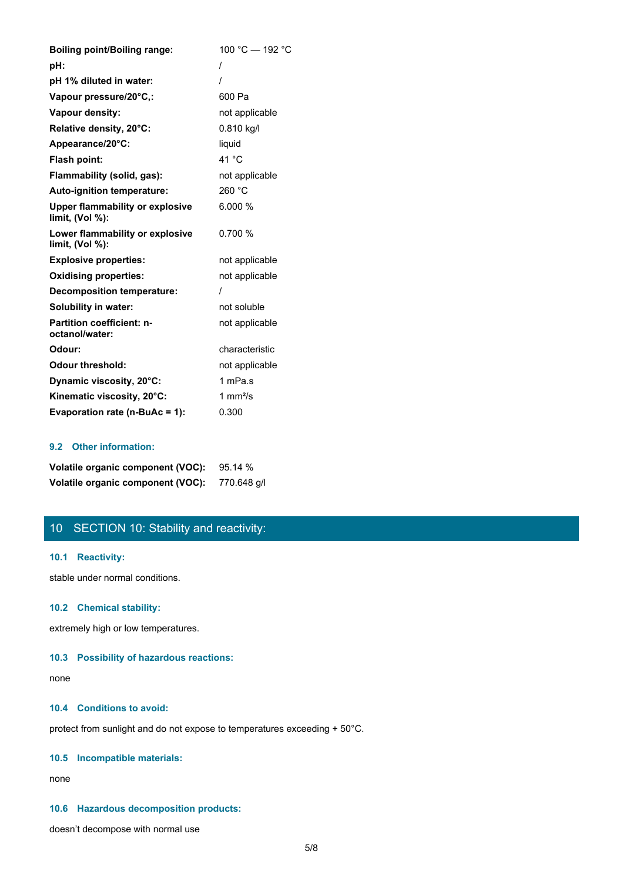| | |
|---|---|
| **Boiling point/Boiling range:** | 100 °C — 192 °C |
| **pH:** | / |
| **pH 1% diluted in water:** | / |
| **Vapour pressure/20°C,:** | 600 Pa |
| **Vapour density:** | not applicable |
| **Relative density, 20°C:** | 0.810 kg/l |
| **Appearance/20°C:** | liquid |
| **Flash point:** | 41 °C |
| **Flammability (solid, gas):** | not applicable |
| **Auto-ignition temperature:** | 260 °C |
| **Upper flammability or explosive limit, (Vol %):** | 6.000 % |
| **Lower flammability or explosive limit, (Vol %):** | 0.700 % |
| **Explosive properties:** | not applicable |
| **Oxidising properties:** | not applicable |
| **Decomposition temperature:** | / |
| **Solubility in water:** | not soluble |
| **Partition coefficient: n-octanol/water:** | not applicable |
| **Odour:** | characteristic |
| **Odour threshold:** | not applicable |
| **Dynamic viscosity, 20°C:** | 1 mPa.s |
| **Kinematic viscosity, 20°C:** | 1 mm²/s |
| **Evaporation rate (n-BuAc = 1):** | 0.300 |

### 9.2 Other information:

| | |
|---|---|
| **Volatile organic component (VOC):** | 95.14 % |
| **Volatile organic component (VOC):** | 770.648 g/l |

## 10 SECTION 10: Stability and reactivity:

### 10.1 Reactivity:

stable under normal conditions.

### 10.2 Chemical stability:

extremely high or low temperatures.

### 10.3 Possibility of hazardous reactions:

none

### 10.4 Conditions to avoid:

protect from sunlight and do not expose to temperatures exceeding + 50°C.

### 10.5 Incompatible materials:

none

### 10.6 Hazardous decomposition products:

doesn't decompose with normal use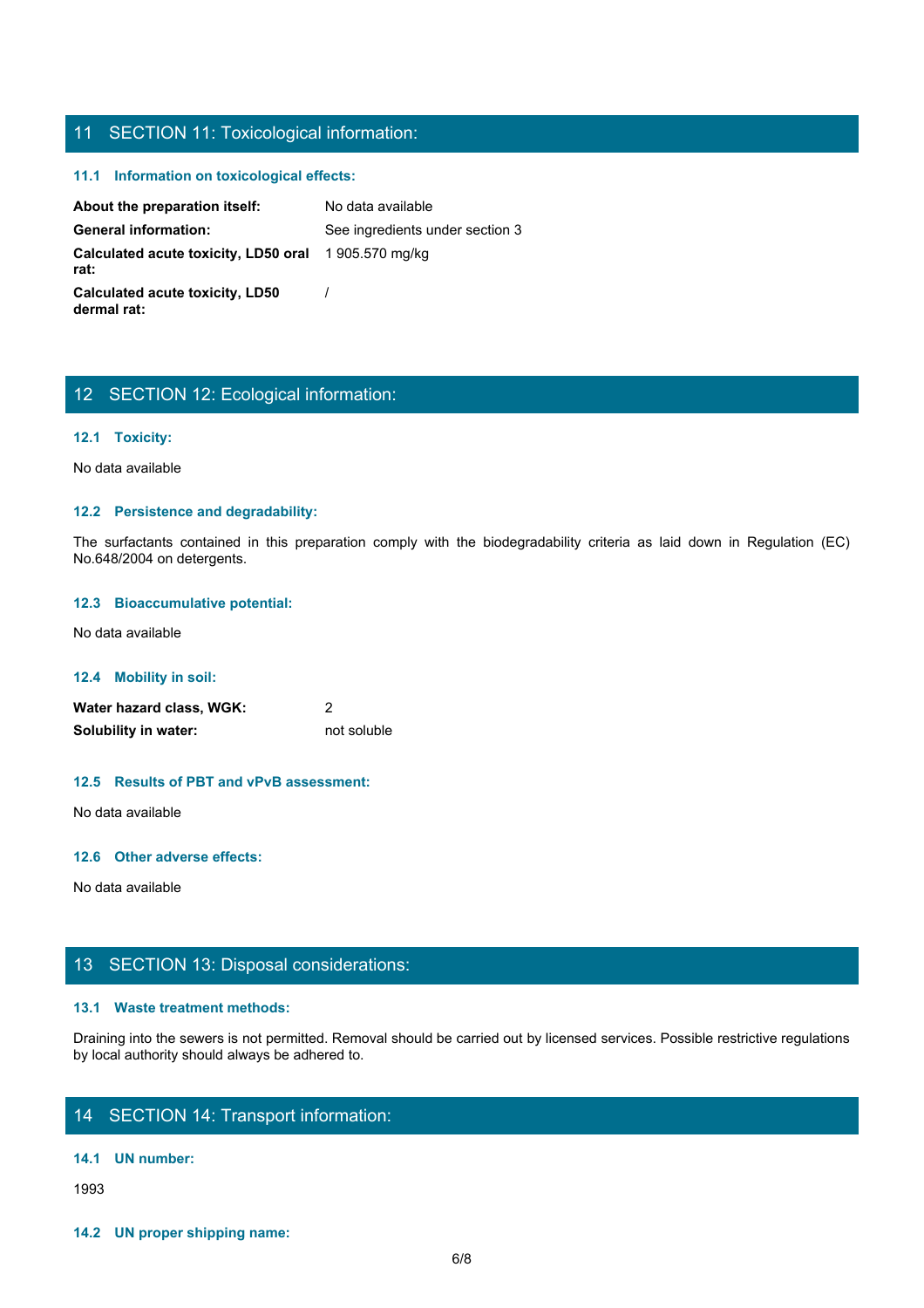## 11 SECTION 11: Toxicological information:

### 11.1 Information on toxicological effects:

| | |
|---|---|
| **About the preparation itself:** | No data available |
| **General information:** | See ingredients under section 3 |
| **Calculated acute toxicity, LD50 oral rat:** | 1 905.570 mg/kg |
| **Calculated acute toxicity, LD50 dermal rat:** | / |

## 12 SECTION 12: Ecological information:

### 12.1 Toxicity:

No data available

### 12.2 Persistence and degradability:

The surfactants contained in this preparation comply with the biodegradability criteria as laid down in Regulation (EC) No.648/2004 on detergents.

### 12.3 Bioaccumulative potential:

No data available

### 12.4 Mobility in soil:

| | |
|---|---|
| **Water hazard class, WGK:** | 2 |
| **Solubility in water:** | not soluble |

### 12.5 Results of PBT and vPvB assessment:

No data available

### 12.6 Other adverse effects:

No data available

## 13 SECTION 13: Disposal considerations:

### 13.1 Waste treatment methods:

Draining into the sewers is not permitted. Removal should be carried out by licensed services. Possible restrictive regulations by local authority should always be adhered to.

## 14 SECTION 14: Transport information:

### 14.1 UN number:

1993

### 14.2 UN proper shipping name: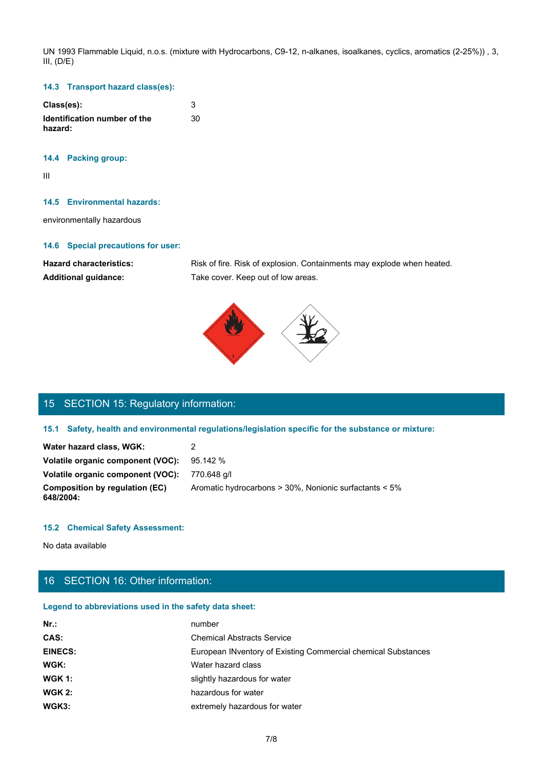UN 1993 Flammable Liquid, n.o.s. (mixture with Hydrocarbons, C9-12, n-alkanes, isoalkanes, cyclics, aromatics (2-25%)) , 3, III, (D/E)

### 14.3 Transport hazard class(es):

| | |
|---|---|
| **Class(es):** | 3 |
| **Identification number of the hazard:** | 30 |

### 14.4 Packing group:

III

### 14.5 Environmental hazards:

environmentally hazardous

### 14.6 Special precautions for user:

| | |
|---|---|
| **Hazard characteristics:** | Risk of fire. Risk of explosion. Containments may explode when heated. |
| **Additional guidance:** | Take cover. Keep out of low areas. |

## 15 SECTION 15: Regulatory information:

### 15.1 Safety, health and environmental regulations/legislation specific for the substance or mixture:

| | |
|---|---|
| **Water hazard class, WGK:** | 2 |
| **Volatile organic component (VOC):** | 95.142 % |
| **Volatile organic component (VOC):** | 770.648 g/l |
| **Composition by regulation (EC) 648/2004:** | Aromatic hydrocarbons > 30%, Nonionic surfactants < 5% |

### 15.2 Chemical Safety Assessment:

No data available

## 16 SECTION 16: Other information:

### Legend to abbreviations used in the safety data sheet:

| | |
|---|---|
| **Nr.:** | number |
| **CAS:** | Chemical Abstracts Service |
| **EINECS:** | European INventory of Existing Commercial chemical Substances |
| **WGK:** | Water hazard class |
| **WGK 1:** | slightly hazardous for water |
| **WGK 2:** | hazardous for water |
| **WGK3:** | extremely hazardous for water |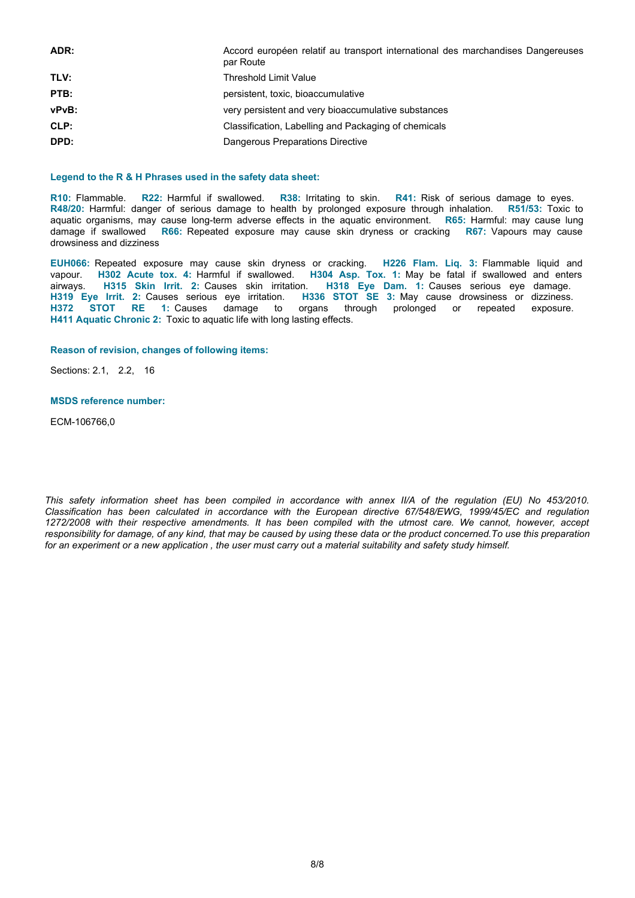| | |
|---|---|
| **ADR:** | Accord européen relatif au transport international des marchandises Dangereuses par Route |
| **TLV:** | Threshold Limit Value |
| **PTB:** | persistent, toxic, bioaccumulative |
| **vPvB:** | very persistent and very bioaccumulative substances |
| **CLP:** | Classification, Labelling and Packaging of chemicals |
| **DPD:** | Dangerous Preparations Directive |

### Legend to the R & H Phrases used in the safety data sheet:

**R10:** Flammable. **R22:** Harmful if swallowed. **R38:** Irritating to skin. **R41:** Risk of serious damage to eyes. **R48/20:** Harmful: danger of serious damage to health by prolonged exposure through inhalation. **R51/53:** Toxic to aquatic organisms, may cause long-term adverse effects in the aquatic environment. **R65:** Harmful: may cause lung damage if swallowed **R66:** Repeated exposure may cause skin dryness or cracking **R67:** Vapours may cause drowsiness and dizziness

**EUH066:** Repeated exposure may cause skin dryness or cracking. **H226 Flam. Liq. 3:** Flammable liquid and vapour. **H302 Acute tox. 4:** Harmful if swallowed. **H304 Asp. Tox. 1:** May be fatal if swallowed and enters airways. **H315 Skin Irrit. 2:** Causes skin irritation. **H318 Eye Dam. 1:** Causes serious eye damage. **H319 Eye Irrit. 2:** Causes serious eye irritation. **H336 STOT SE 3:** May cause drowsiness or dizziness. **H372 STOT RE 1:** Causes damage to organs through prolonged or repeated exposure. **H411 Aquatic Chronic 2:** Toxic to aquatic life with long lasting effects.

### Reason of revision, changes of following items:

Sections: 2.1, 2.2, 16

### MSDS reference number:

ECM-106766,0

*This safety information sheet has been compiled in accordance with annex II/A of the regulation (EU) No 453/2010. Classification has been calculated in accordance with the European directive 67/548/EWG, 1999/45/EC and regulation 1272/2008 with their respective amendments. It has been compiled with the utmost care. We cannot, however, accept responsibility for damage, of any kind, that may be caused by using these data or the product concerned.To use this preparation for an experiment or a new application , the user must carry out a material suitability and safety study himself.*